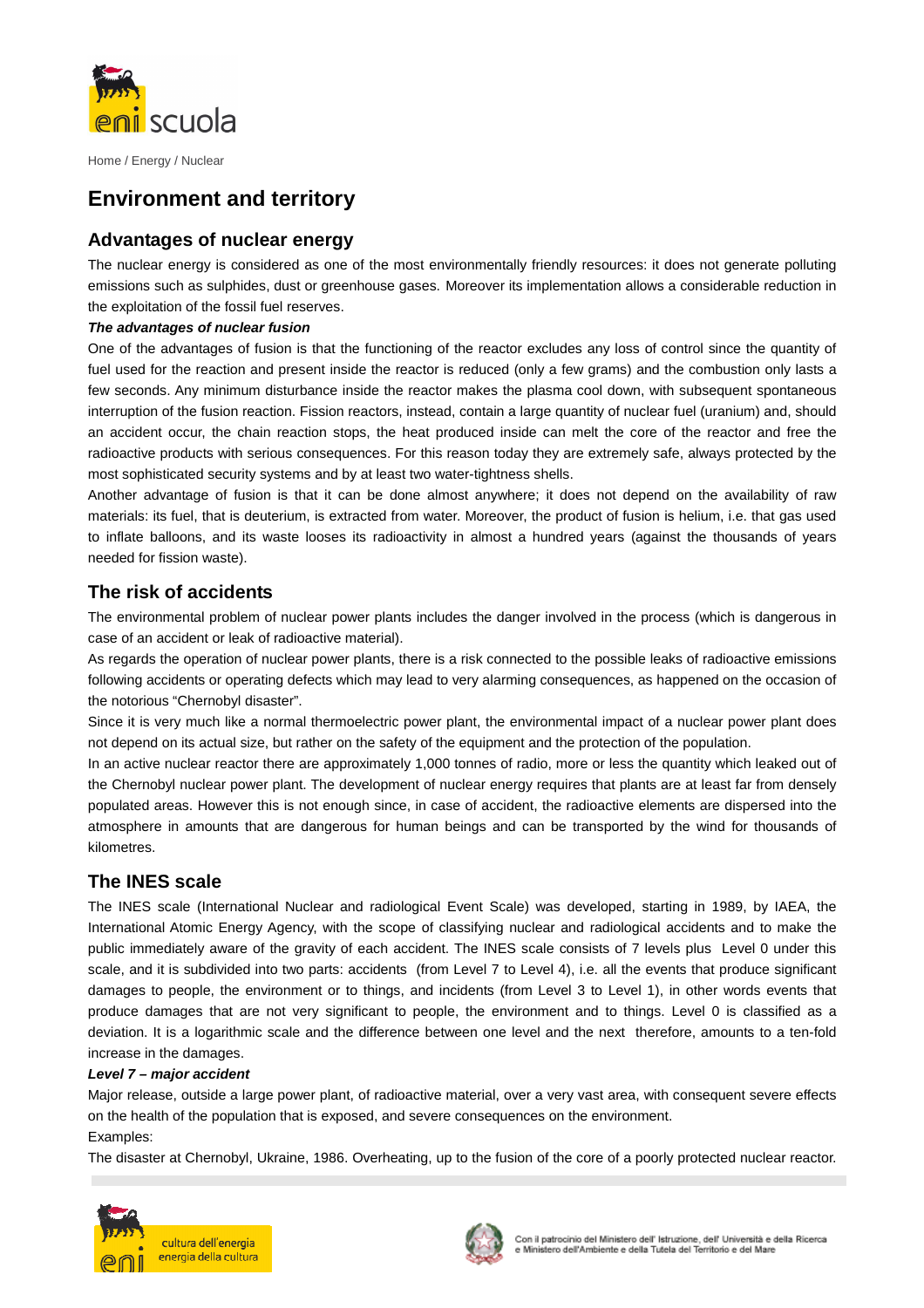Home / Energy / Nuclear

# Environment and territory

## Advantages of nuclear energy

The nuclear energy is considered as one of the most environmentally friendly resources: it does not generate polluting emissions such as sulphides, dust or greenhouse gases. Moreover its implementation allows a considerable reduction in the exploitation of the fossil fuel reserves.

***The advantages of nuclear fusion***

One of the advantages of fusion is that the functioning of the reactor excludes any loss of control since the quantity of fuel used for the reaction and present inside the reactor is reduced (only a few grams) and the combustion only lasts a few seconds. Any minimum disturbance inside the reactor makes the plasma cool down, with subsequent spontaneous interruption of the fusion reaction. Fission reactors, instead, contain a large quantity of nuclear fuel (uranium) and, should an accident occur, the chain reaction stops, the heat produced inside can melt the core of the reactor and free the radioactive products with serious consequences. For this reason today they are extremely safe, always protected by the most sophisticated security systems and by at least two water-tightness shells.

Another advantage of fusion is that it can be done almost anywhere; it does not depend on the availability of raw materials: its fuel, that is deuterium, is extracted from water. Moreover, the product of fusion is helium, i.e. that gas used to inflate balloons, and its waste looses its radioactivity in almost a hundred years (against the thousands of years needed for fission waste).

## The risk of accidents

The environmental problem of nuclear power plants includes the danger involved in the process (which is dangerous in case of an accident or leak of radioactive material).

As regards the operation of nuclear power plants, there is a risk connected to the possible leaks of radioactive emissions following accidents or operating defects which may lead to very alarming consequences, as happened on the occasion of the notorious "Chernobyl disaster".

Since it is very much like a normal thermoelectric power plant, the environmental impact of a nuclear power plant does not depend on its actual size, but rather on the safety of the equipment and the protection of the population.

In an active nuclear reactor there are approximately 1,000 tonnes of radio, more or less the quantity which leaked out of the Chernobyl nuclear power plant. The development of nuclear energy requires that plants are at least far from densely populated areas. However this is not enough since, in case of accident, the radioactive elements are dispersed into the atmosphere in amounts that are dangerous for human beings and can be transported by the wind for thousands of kilometres.

## The INES scale

The INES scale (International Nuclear and radiological Event Scale) was developed, starting in 1989, by IAEA, the International Atomic Energy Agency, with the scope of classifying nuclear and radiological accidents and to make the public immediately aware of the gravity of each accident. The INES scale consists of 7 levels plus Level 0 under this scale, and it is subdivided into two parts: accidents (from Level 7 to Level 4), i.e. all the events that produce significant damages to people, the environment or to things, and incidents (from Level 3 to Level 1), in other words events that produce damages that are not very significant to people, the environment and to things. Level 0 is classified as a deviation. It is a logarithmic scale and the difference between one level and the next therefore, amounts to a ten-fold increase in the damages.

***Level 7 – major accident***

Major release, outside a large power plant, of radioactive material, over a very vast area, with consequent severe effects on the health of the population that is exposed, and severe consequences on the environment.

Examples:

The disaster at Chernobyl, Ukraine, 1986. Overheating, up to the fusion of the core of a poorly protected nuclear reactor.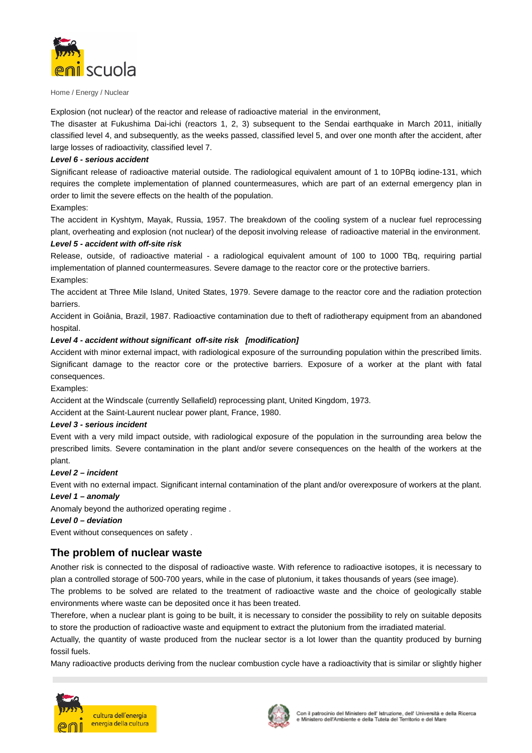Explosion (not nuclear) of the reactor and release of radioactive material in the environment,

The disaster at Fukushima Dai-ichi (reactors 1, 2, 3) subsequent to the Sendai earthquake in March 2011, initially classified level 4, and subsequently, as the weeks passed, classified level 5, and over one month after the accident, after large losses of radioactivity, classified level 7.

***Level 6 - serious accident***

Significant release of radioactive material outside. The radiological equivalent amount of 1 to 10PBq iodine-131, which requires the complete implementation of planned countermeasures, which are part of an external emergency plan in order to limit the severe effects on the health of the population.

Examples:

The accident in Kyshtym, Mayak, Russia, 1957. The breakdown of the cooling system of a nuclear fuel reprocessing plant, overheating and explosion (not nuclear) of the deposit involving release of radioactive material in the environment.

***Level 5 - accident with off-site risk***

Release, outside, of radioactive material - a radiological equivalent amount of 100 to 1000 TBq, requiring partial implementation of planned countermeasures. Severe damage to the reactor core or the protective barriers.

Examples:

The accident at Three Mile Island, United States, 1979. Severe damage to the reactor core and the radiation protection barriers.

Accident in Goiânia, Brazil, 1987. Radioactive contamination due to theft of radiotherapy equipment from an abandoned hospital.

***Level 4 - accident without significant off-site risk [modification]***

Accident with minor external impact, with radiological exposure of the surrounding population within the prescribed limits. Significant damage to the reactor core or the protective barriers. Exposure of a worker at the plant with fatal consequences.

Examples:

Accident at the Windscale (currently Sellafield) reprocessing plant, United Kingdom, 1973.

Accident at the Saint-Laurent nuclear power plant, France, 1980.

***Level 3 - serious incident***

Event with a very mild impact outside, with radiological exposure of the population in the surrounding area below the prescribed limits. Severe contamination in the plant and/or severe consequences on the health of the workers at the plant.

***Level 2 – incident***

Event with no external impact. Significant internal contamination of the plant and/or overexposure of workers at the plant.

***Level 1 – anomaly***

Anomaly beyond the authorized operating regime .

***Level 0 – deviation***

Event without consequences on safety .

## The problem of nuclear waste

Another risk is connected to the disposal of radioactive waste. With reference to radioactive isotopes, it is necessary to plan a controlled storage of 500-700 years, while in the case of plutonium, it takes thousands of years (see image).

The problems to be solved are related to the treatment of radioactive waste and the choice of geologically stable environments where waste can be deposited once it has been treated.

Therefore, when a nuclear plant is going to be built, it is necessary to consider the possibility to rely on suitable deposits to store the production of radioactive waste and equipment to extract the plutonium from the irradiated material.

Actually, the quantity of waste produced from the nuclear sector is a lot lower than the quantity produced by burning fossil fuels.

Many radioactive products deriving from the nuclear combustion cycle have a radioactivity that is similar or slightly higher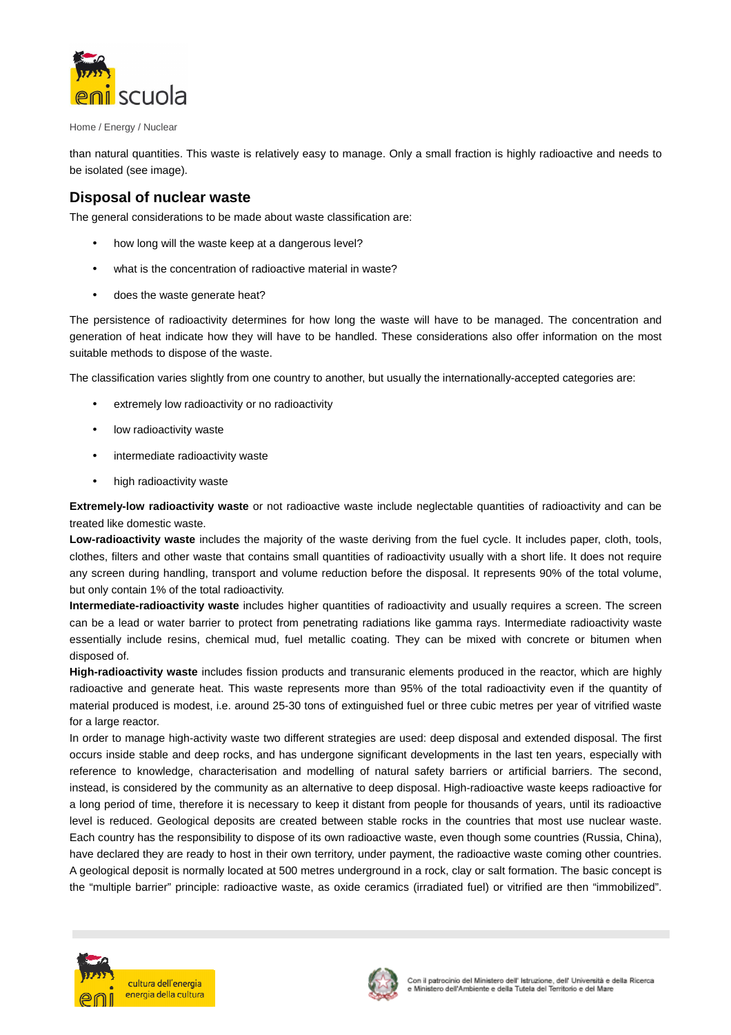than natural quantities. This waste is relatively easy to manage. Only a small fraction is highly radioactive and needs to be isolated (see image).

## Disposal of nuclear waste

The general considerations to be made about waste classification are:

- how long will the waste keep at a dangerous level?
- what is the concentration of radioactive material in waste?
- does the waste generate heat?

The persistence of radioactivity determines for how long the waste will have to be managed. The concentration and generation of heat indicate how they will have to be handled. These considerations also offer information on the most suitable methods to dispose of the waste.

The classification varies slightly from one country to another, but usually the internationally-accepted categories are:

- extremely low radioactivity or no radioactivity
- low radioactivity waste
- intermediate radioactivity waste
- high radioactivity waste

**Extremely-low radioactivity waste** or not radioactive waste include neglectable quantities of radioactivity and can be treated like domestic waste.

**Low-radioactivity waste** includes the majority of the waste deriving from the fuel cycle. It includes paper, cloth, tools, clothes, filters and other waste that contains small quantities of radioactivity usually with a short life. It does not require any screen during handling, transport and volume reduction before the disposal. It represents 90% of the total volume, but only contain 1% of the total radioactivity.

**Intermediate-radioactivity waste** includes higher quantities of radioactivity and usually requires a screen. The screen can be a lead or water barrier to protect from penetrating radiations like gamma rays. Intermediate radioactivity waste essentially include resins, chemical mud, fuel metallic coating. They can be mixed with concrete or bitumen when disposed of.

**High-radioactivity waste** includes fission products and transuranic elements produced in the reactor, which are highly radioactive and generate heat. This waste represents more than 95% of the total radioactivity even if the quantity of material produced is modest, i.e. around 25-30 tons of extinguished fuel or three cubic metres per year of vitrified waste for a large reactor.

In order to manage high-activity waste two different strategies are used: deep disposal and extended disposal. The first occurs inside stable and deep rocks, and has undergone significant developments in the last ten years, especially with reference to knowledge, characterisation and modelling of natural safety barriers or artificial barriers. The second, instead, is considered by the community as an alternative to deep disposal. High-radioactive waste keeps radioactive for a long period of time, therefore it is necessary to keep it distant from people for thousands of years, until its radioactive level is reduced. Geological deposits are created between stable rocks in the countries that most use nuclear waste. Each country has the responsibility to dispose of its own radioactive waste, even though some countries (Russia, China), have declared they are ready to host in their own territory, under payment, the radioactive waste coming other countries. A geological deposit is normally located at 500 metres underground in a rock, clay or salt formation. The basic concept is the "multiple barrier" principle: radioactive waste, as oxide ceramics (irradiated fuel) or vitrified are then "immobilized".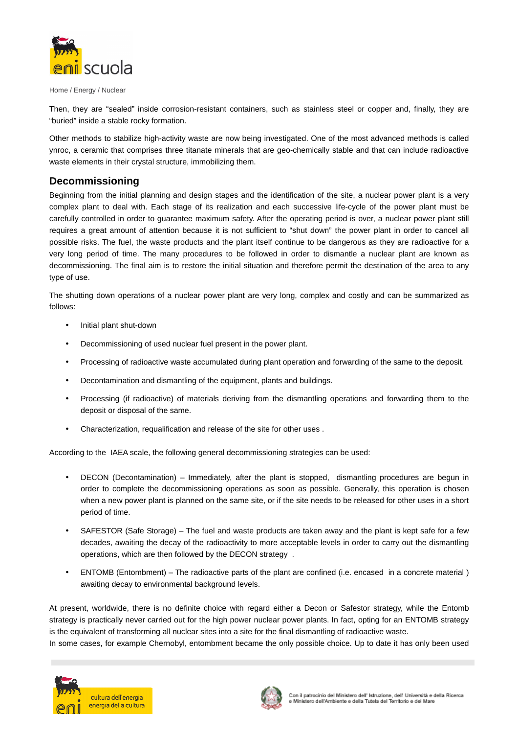Home / Energy / Nuclear

Then, they are "sealed" inside corrosion-resistant containers, such as stainless steel or copper and, finally, they are "buried" inside a stable rocky formation.

Other methods to stabilize high-activity waste are now being investigated. One of the most advanced methods is called ynroc, a ceramic that comprises three titanate minerals that are geo-chemically stable and that can include radioactive waste elements in their crystal structure, immobilizing them.

## Decommissioning

Beginning from the initial planning and design stages and the identification of the site, a nuclear power plant is a very complex plant to deal with. Each stage of its realization and each successive life-cycle of the power plant must be carefully controlled in order to guarantee maximum safety. After the operating period is over, a nuclear power plant still requires a great amount of attention because it is not sufficient to "shut down" the power plant in order to cancel all possible risks. The fuel, the waste products and the plant itself continue to be dangerous as they are radioactive for a very long period of time. The many procedures to be followed in order to dismantle a nuclear plant are known as decommissioning. The final aim is to restore the initial situation and therefore permit the destination of the area to any type of use.

The shutting down operations of a nuclear power plant are very long, complex and costly and can be summarized as follows:

- Initial plant shut-down
- Decommissioning of used nuclear fuel present in the power plant.
- Processing of radioactive waste accumulated during plant operation and forwarding of the same to the deposit.
- Decontamination and dismantling of the equipment, plants and buildings.
- Processing (if radioactive) of materials deriving from the dismantling operations and forwarding them to the deposit or disposal of the same.
- Characterization, requalification and release of the site for other uses .

According to the IAEA scale, the following general decommissioning strategies can be used:

- DECON (Decontamination) – Immediately, after the plant is stopped, dismantling procedures are begun in order to complete the decommissioning operations as soon as possible. Generally, this operation is chosen when a new power plant is planned on the same site, or if the site needs to be released for other uses in a short period of time.
- SAFESTOR (Safe Storage) – The fuel and waste products are taken away and the plant is kept safe for a few decades, awaiting the decay of the radioactivity to more acceptable levels in order to carry out the dismantling operations, which are then followed by the DECON strategy .
- ENTOMB (Entombment) – The radioactive parts of the plant are confined (i.e. encased in a concrete material ) awaiting decay to environmental background levels.

At present, worldwide, there is no definite choice with regard either a Decon or Safestor strategy, while the Entomb strategy is practically never carried out for the high power nuclear power plants. In fact, opting for an ENTOMB strategy is the equivalent of transforming all nuclear sites into a site for the final dismantling of radioactive waste.
In some cases, for example Chernobyl, entombment became the only possible choice. Up to date it has only been used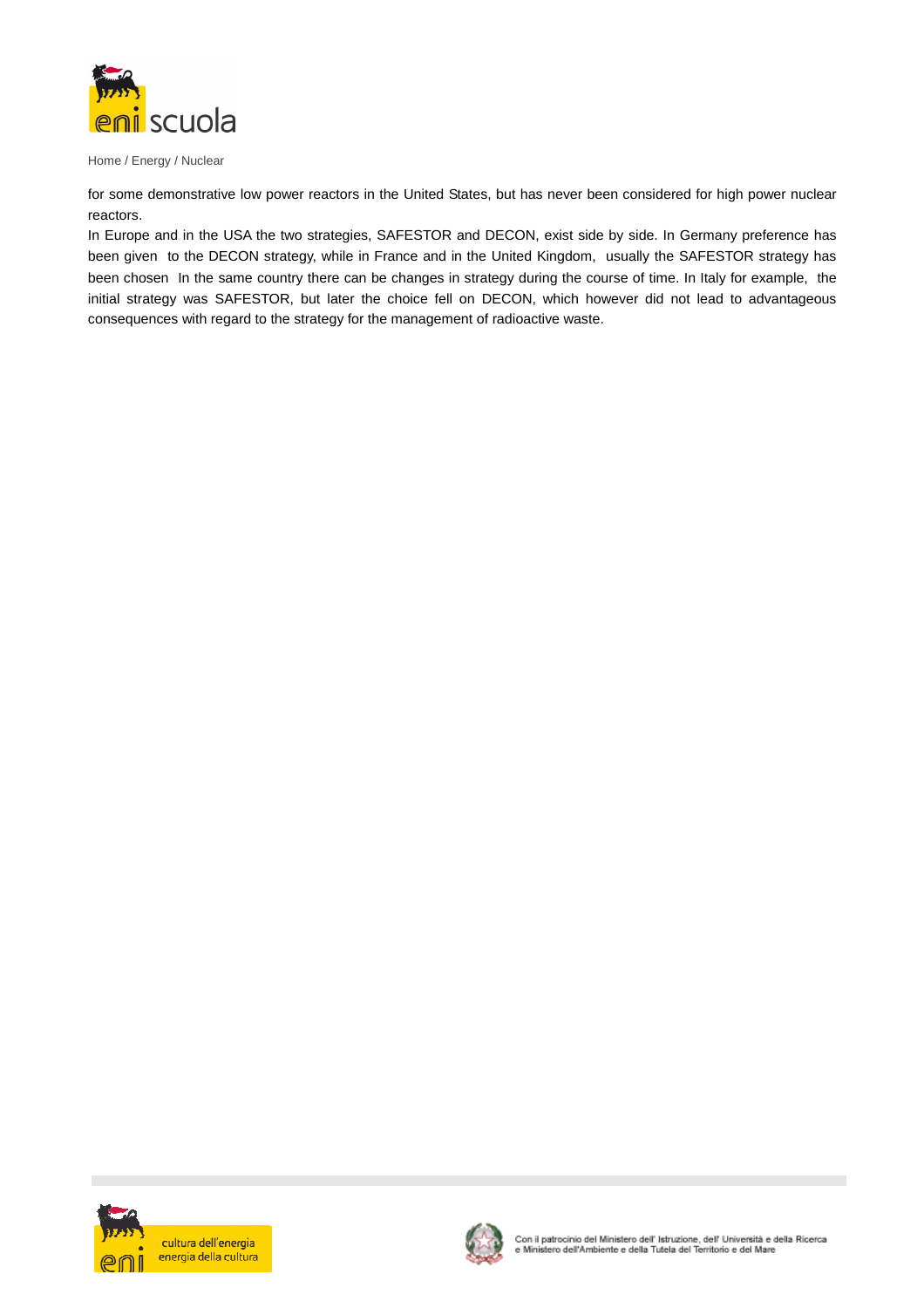for some demonstrative low power reactors in the United States, but has never been considered for high power nuclear reactors.

In Europe and in the USA the two strategies, SAFESTOR and DECON, exist side by side. In Germany preference has been given to the DECON strategy, while in France and in the United Kingdom, usually the SAFESTOR strategy has been chosen In the same country there can be changes in strategy during the course of time. In Italy for example, the initial strategy was SAFESTOR, but later the choice fell on DECON, which however did not lead to advantageous consequences with regard to the strategy for the management of radioactive waste.